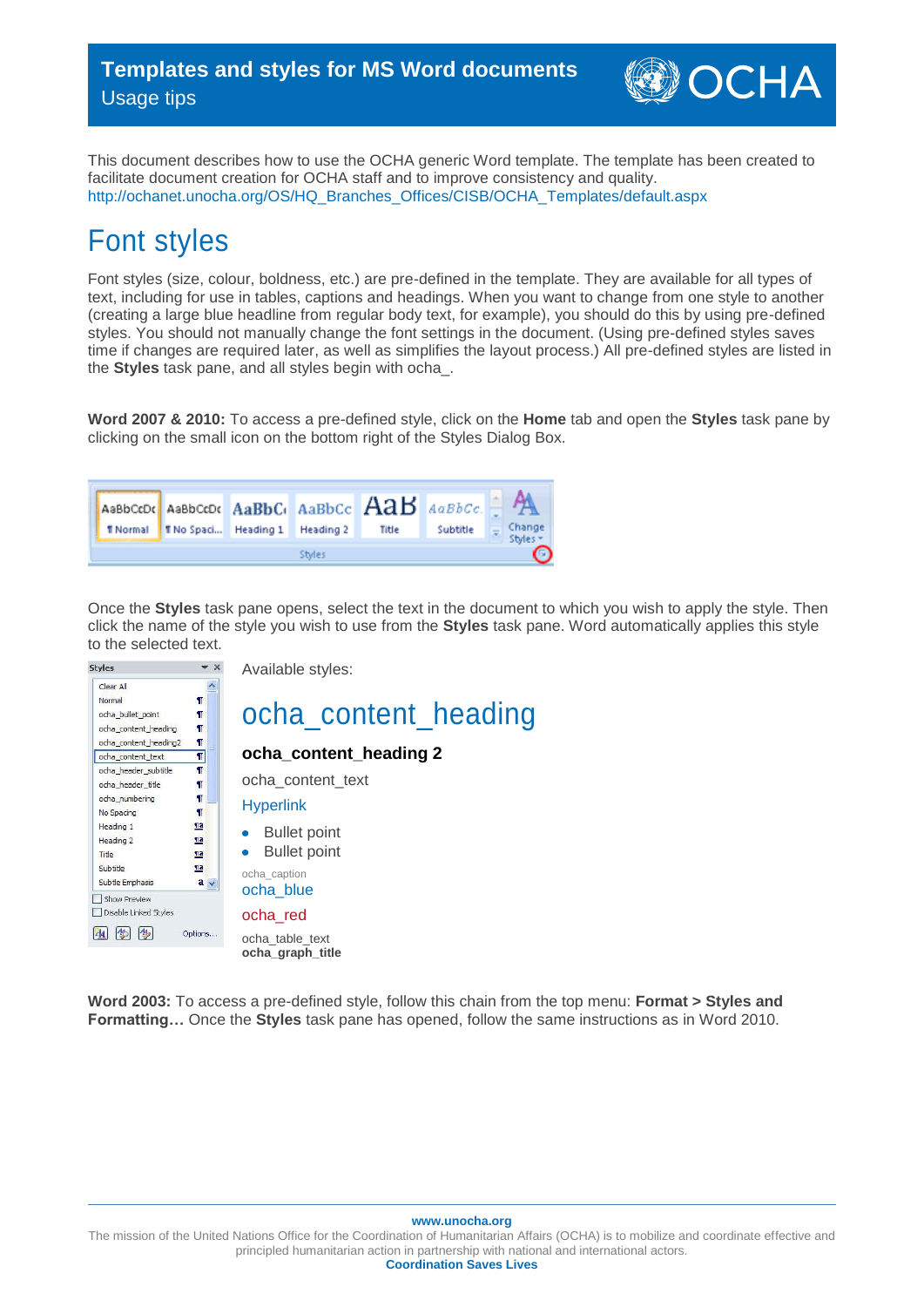# Templates and styles for MS Word documents

Usage tips

This document describes how to use the OCHA generic Word template. The template has been created to facilitate document creation for OCHA staff and to improve consistency and quality. http://ochanet.unocha.org/OS/HQ_Branches_Offices/CISB/OCHA_Templates/default.aspx

# Font styles

Font styles (size, colour, boldness, etc.) are pre-defined in the template. They are available for all types of text, including for use in tables, captions and headings. When you want to change from one style to another (creating a large blue headline from regular body text, for example), you should do this by using pre-defined styles. You should not manually change the font settings in the document. (Using pre-defined styles saves time if changes are required later, as well as simplifies the layout process.) All pre-defined styles are listed in the **Styles** task pane, and all styles begin with ocha_.

**Word 2007 & 2010:** To access a pre-defined style, click on the **Home** tab and open the **Styles** task pane by clicking on the small icon on the bottom right of the Styles Dialog Box.

Once the **Styles** task pane opens, select the text in the document to which you wish to apply the style. Then click the name of the style you wish to use from the **Styles** task pane. Word automatically applies this style to the selected text.

Available styles:

ocha_content_heading

**ocha_content_heading 2**

ocha_content_text

Hyperlink

- Bullet point
- Bullet point

ocha_caption

ocha_blue

ocha_red

ocha_table_text

**ocha_graph_title**

**Word 2003:** To access a pre-defined style, follow this chain from the top menu: **Format > Styles and Formatting…** Once the **Styles** task pane has opened, follow the same instructions as in Word 2010.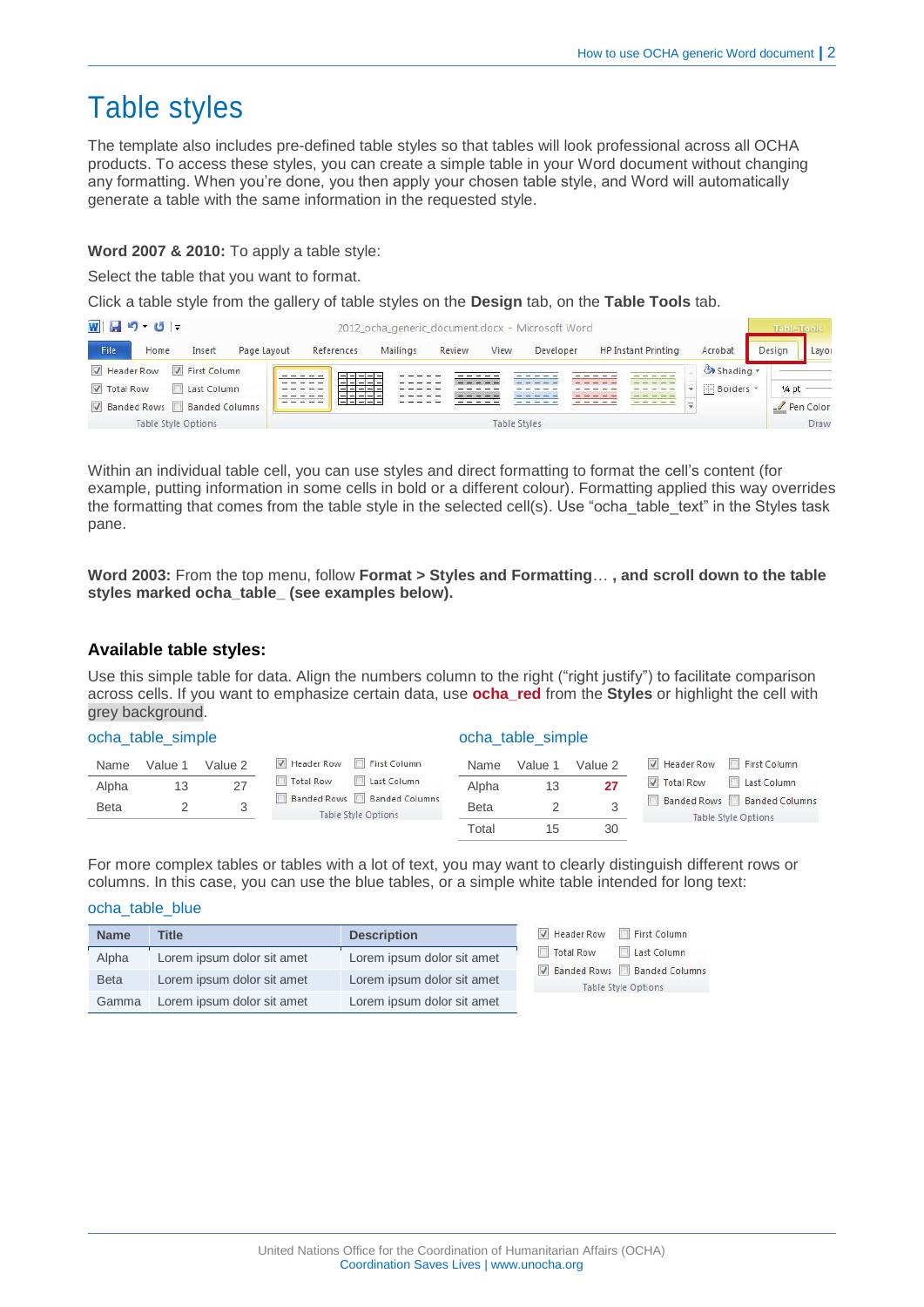# Table styles

The template also includes pre-defined table styles so that tables will look professional across all OCHA products. To access these styles, you can create a simple table in your Word document without changing any formatting. When you're done, you then apply your chosen table style, and Word will automatically generate a table with the same information in the requested style.

**Word 2007 & 2010:** To apply a table style:

Select the table that you want to format.

Click a table style from the gallery of table styles on the **Design** tab, on the **Table Tools** tab.

Within an individual table cell, you can use styles and direct formatting to format the cell's content (for example, putting information in some cells in bold or a different colour). Formatting applied this way overrides the formatting that comes from the table style in the selected cell(s). Use "ocha_table_text" in the Styles task pane.

**Word 2003:** From the top menu, follow **Format > Styles and Formatting**… **, and scroll down to the table styles marked ocha_table_ (see examples below).**

### Available table styles:

Use this simple table for data. Align the numbers column to the right ("right justify") to facilitate comparison across cells. If you want to emphasize certain data, use **ocha_red** from the **Styles** or highlight the cell with grey background.

ocha_table_simple

| Name | Value 1 | Value 2 |
|---|---:|---:|
| Alpha | 13 | 27 |
| Beta | 2 | 3 |

Table Style Options: Header Row ☑, First Column ☐, Total Row ☐, Last Column ☐, Banded Rows ☐, Banded Columns ☐

ocha_table_simple

| Name | Value 1 | Value 2 |
|---|---:|---:|
| Alpha | 13 | **27** |
| Beta | 2 | 3 |
| Total | 15 | 30 |

Table Style Options: Header Row ☑, First Column ☐, Total Row ☑, Last Column ☐, Banded Rows ☐, Banded Columns ☐

For more complex tables or tables with a lot of text, you may want to clearly distinguish different rows or columns. In this case, you can use the blue tables, or a simple white table intended for long text:

ocha_table_blue

| Name | Title | Description |
|---|---|---|
| Alpha | Lorem ipsum dolor sit amet | Lorem ipsum dolor sit amet |
| Beta | Lorem ipsum dolor sit amet | Lorem ipsum dolor sit amet |
| Gamma | Lorem ipsum dolor sit amet | Lorem ipsum dolor sit amet |

Table Style Options: Header Row ☑, First Column ☐, Total Row ☐, Last Column ☐, Banded Rows ☑, Banded Columns ☐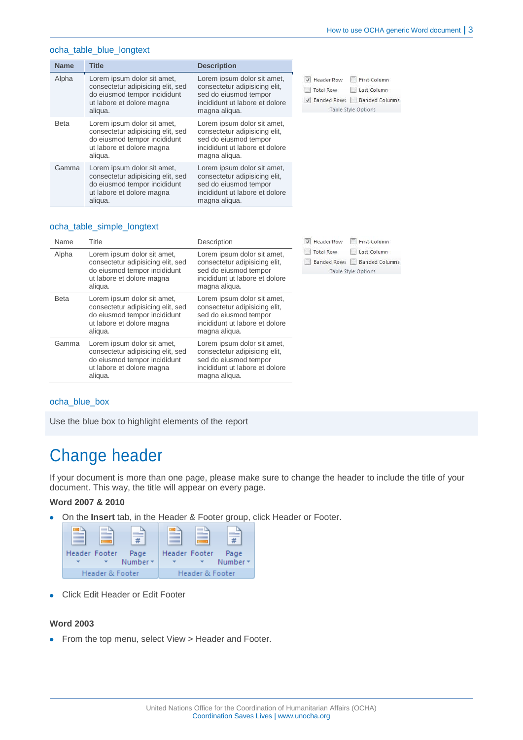ocha_table_blue_longtext

| Name | Title | Description |
|---|---|---|
| Alpha | Lorem ipsum dolor sit amet, consectetur adipisicing elit, sed do eiusmod tempor incididunt ut labore et dolore magna aliqua. | Lorem ipsum dolor sit amet, consectetur adipisicing elit, sed do eiusmod tempor incididunt ut labore et dolore magna aliqua. |
| Beta | Lorem ipsum dolor sit amet, consectetur adipisicing elit, sed do eiusmod tempor incididunt ut labore et dolore magna aliqua. | Lorem ipsum dolor sit amet, consectetur adipisicing elit, sed do eiusmod tempor incididunt ut labore et dolore magna aliqua. |
| Gamma | Lorem ipsum dolor sit amet, consectetur adipisicing elit, sed do eiusmod tempor incididunt ut labore et dolore magna aliqua. | Lorem ipsum dolor sit amet, consectetur adipisicing elit, sed do eiusmod tempor incididunt ut labore et dolore magna aliqua. |

ocha_table_simple_longtext

| Name | Title | Description |
|---|---|---|
| Alpha | Lorem ipsum dolor sit amet, consectetur adipisicing elit, sed do eiusmod tempor incididunt ut labore et dolore magna aliqua. | Lorem ipsum dolor sit amet, consectetur adipisicing elit, sed do eiusmod tempor incididunt ut labore et dolore magna aliqua. |
| Beta | Lorem ipsum dolor sit amet, consectetur adipisicing elit, sed do eiusmod tempor incididunt ut labore et dolore magna aliqua. | Lorem ipsum dolor sit amet, consectetur adipisicing elit, sed do eiusmod tempor incididunt ut labore et dolore magna aliqua. |
| Gamma | Lorem ipsum dolor sit amet, consectetur adipisicing elit, sed do eiusmod tempor incididunt ut labore et dolore magna aliqua. | Lorem ipsum dolor sit amet, consectetur adipisicing elit, sed do eiusmod tempor incididunt ut labore et dolore magna aliqua. |

ocha_blue_box

Use the blue box to highlight elements of the report

# Change header

If your document is more than one page, please make sure to change the header to include the title of your document. This way, the title will appear on every page.

**Word 2007 & 2010**

- On the **Insert** tab, in the Header & Footer group, click Header or Footer.
- Click Edit Header or Edit Footer

**Word 2003**

- From the top menu, select View > Header and Footer.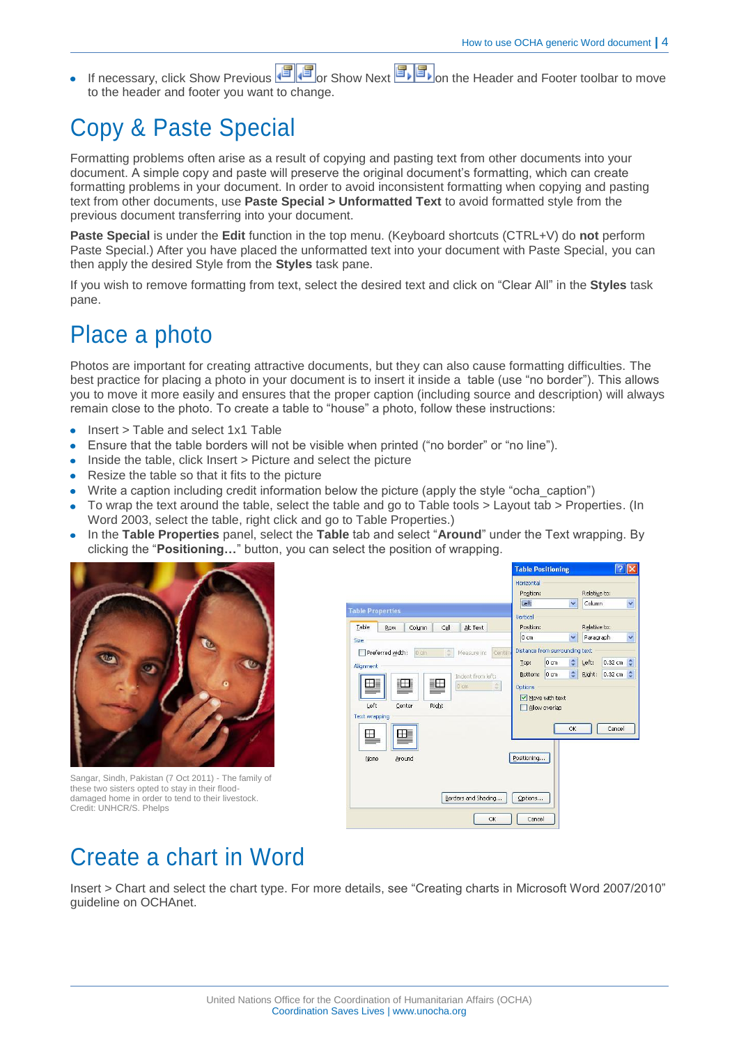- If necessary, click Show Previous or Show Next on the Header and Footer toolbar to move to the header and footer you want to change.

# Copy & Paste Special

Formatting problems often arise as a result of copying and pasting text from other documents into your document. A simple copy and paste will preserve the original document's formatting, which can create formatting problems in your document. In order to avoid inconsistent formatting when copying and pasting text from other documents, use **Paste Special > Unformatted Text** to avoid formatted style from the previous document transferring into your document.

**Paste Special** is under the **Edit** function in the top menu. (Keyboard shortcuts (CTRL+V) do **not** perform Paste Special.) After you have placed the unformatted text into your document with Paste Special, you can then apply the desired Style from the **Styles** task pane.

If you wish to remove formatting from text, select the desired text and click on "Clear All" in the **Styles** task pane.

# Place a photo

Photos are important for creating attractive documents, but they can also cause formatting difficulties. The best practice for placing a photo in your document is to insert it inside a table (use "no border"). This allows you to move it more easily and ensures that the proper caption (including source and description) will always remain close to the photo. To create a table to "house" a photo, follow these instructions:

- Insert > Table and select 1x1 Table
- Ensure that the table borders will not be visible when printed ("no border" or "no line").
- Inside the table, click Insert > Picture and select the picture
- Resize the table so that it fits to the picture
- Write a caption including credit information below the picture (apply the style "ocha_caption")
- To wrap the text around the table, select the table and go to Table tools > Layout tab > Properties. (In Word 2003, select the table, right click and go to Table Properties.)
- In the **Table Properties** panel, select the **Table** tab and select "**Around**" under the Text wrapping. By clicking the "**Positioning…**" button, you can select the position of wrapping.

Sangar, Sindh, Pakistan (7 Oct 2011) - The family of these two sisters opted to stay in their flood-damaged home in order to tend to their livestock. Credit: UNHCR/S. Phelps

# Create a chart in Word

Insert > Chart and select the chart type. For more details, see "Creating charts in Microsoft Word 2007/2010" guideline on OCHAnet.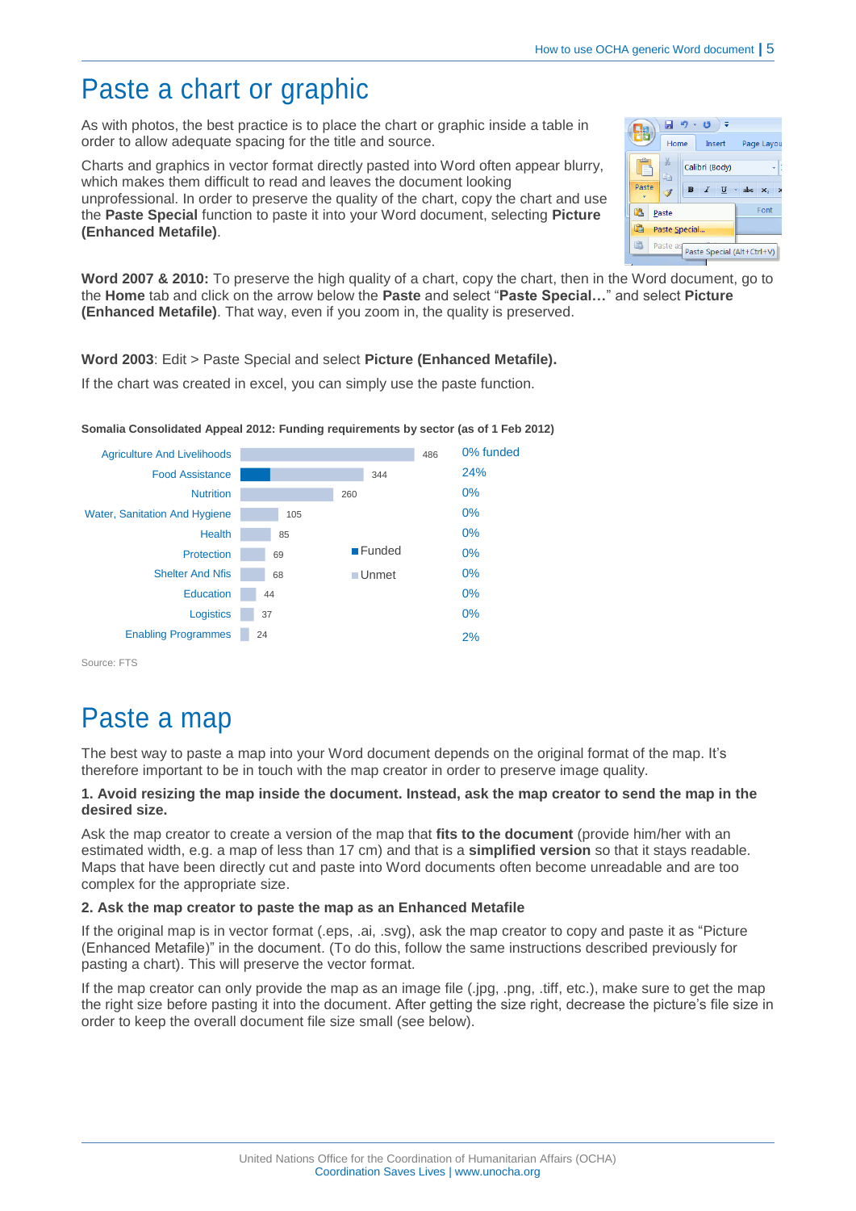# Paste a chart or graphic

As with photos, the best practice is to place the chart or graphic inside a table in order to allow adequate spacing for the title and source.

Charts and graphics in vector format directly pasted into Word often appear blurry, which makes them difficult to read and leaves the document looking unprofessional. In order to preserve the quality of the chart, copy the chart and use the **Paste Special** function to paste it into your Word document, selecting **Picture (Enhanced Metafile)**.

**Word 2007 & 2010:** To preserve the high quality of a chart, copy the chart, then in the Word document, go to the **Home** tab and click on the arrow below the **Paste** and select "**Paste Special…**" and select **Picture (Enhanced Metafile)**. That way, even if you zoom in, the quality is preserved.

**Word 2003**: Edit > Paste Special and select **Picture (Enhanced Metafile).**

If the chart was created in excel, you can simply use the paste function.

**Somalia Consolidated Appeal 2012: Funding requirements by sector (as of 1 Feb 2012)**

| Sector | Requirements | % funded |
|---|---|---|
| Agriculture And Livelihoods | 486 | 0% funded |
| Food Assistance | 344 | 24% |
| Nutrition | 260 | 0% |
| Water, Sanitation And Hygiene | 105 | 0% |
| Health | 85 | 0% |
| Protection | 69 | 0% |
| Shelter And Nfis | 68 | 0% |
| Education | 44 | 0% |
| Logistics | 37 | 0% |
| Enabling Programmes | 24 | 2% |

Legend: Funded / Unmet

Source: FTS

# Paste a map

The best way to paste a map into your Word document depends on the original format of the map. It's therefore important to be in touch with the map creator in order to preserve image quality.

**1. Avoid resizing the map inside the document. Instead, ask the map creator to send the map in the desired size.**

Ask the map creator to create a version of the map that **fits to the document** (provide him/her with an estimated width, e.g. a map of less than 17 cm) and that is a **simplified version** so that it stays readable. Maps that have been directly cut and paste into Word documents often become unreadable and are too complex for the appropriate size.

**2. Ask the map creator to paste the map as an Enhanced Metafile**

If the original map is in vector format (.eps, .ai, .svg), ask the map creator to copy and paste it as "Picture (Enhanced Metafile)" in the document. (To do this, follow the same instructions described previously for pasting a chart). This will preserve the vector format.

If the map creator can only provide the map as an image file (.jpg, .png, .tiff, etc.), make sure to get the map the right size before pasting it into the document. After getting the size right, decrease the picture's file size in order to keep the overall document file size small (see below).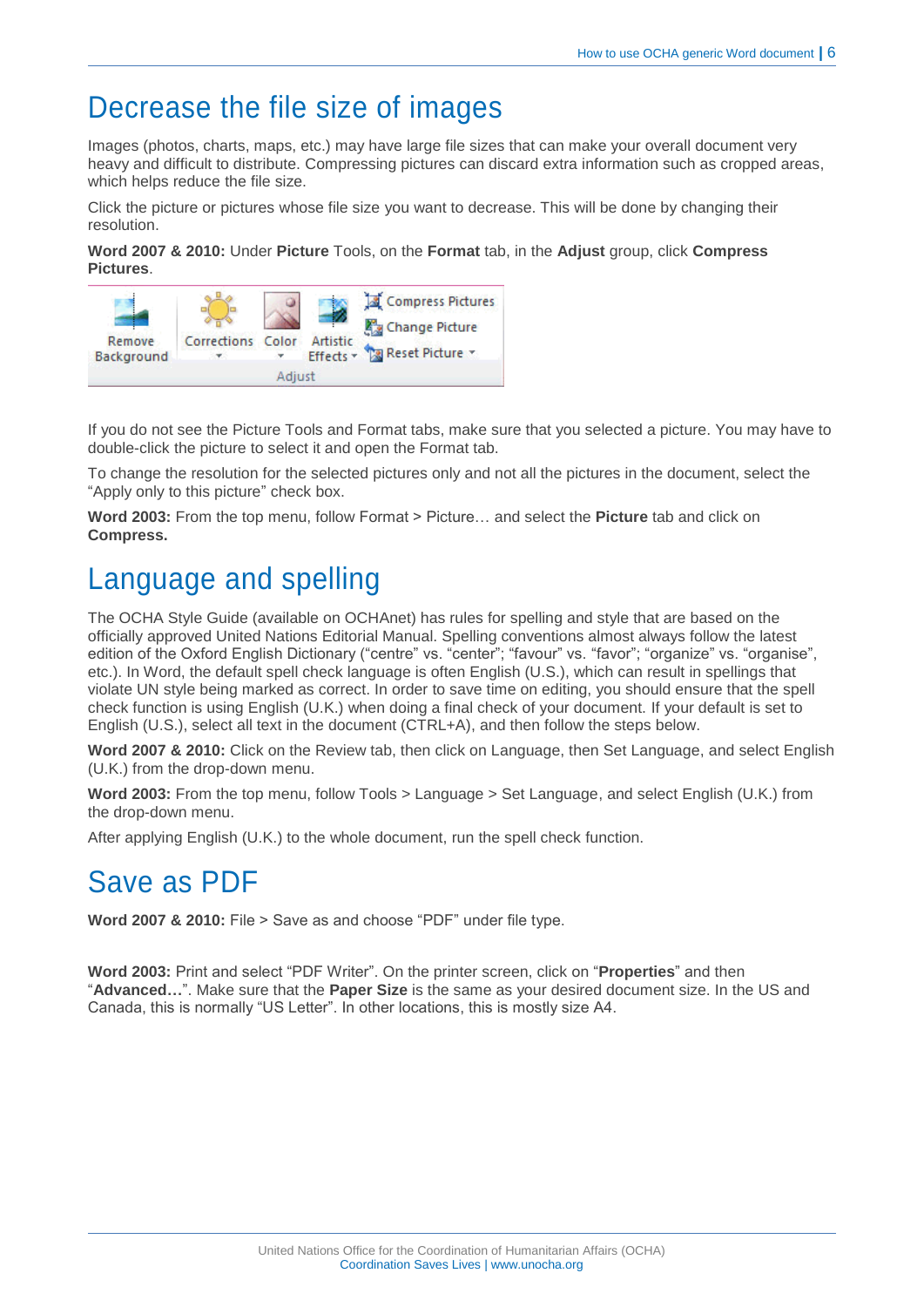# Decrease the file size of images

Images (photos, charts, maps, etc.) may have large file sizes that can make your overall document very heavy and difficult to distribute. Compressing pictures can discard extra information such as cropped areas, which helps reduce the file size.

Click the picture or pictures whose file size you want to decrease. This will be done by changing their resolution.

**Word 2007 & 2010:** Under **Picture** Tools, on the **Format** tab, in the **Adjust** group, click **Compress Pictures**.

If you do not see the Picture Tools and Format tabs, make sure that you selected a picture. You may have to double-click the picture to select it and open the Format tab.

To change the resolution for the selected pictures only and not all the pictures in the document, select the "Apply only to this picture" check box.

**Word 2003:** From the top menu, follow Format > Picture… and select the **Picture** tab and click on **Compress.**

# Language and spelling

The OCHA Style Guide (available on OCHAnet) has rules for spelling and style that are based on the officially approved United Nations Editorial Manual. Spelling conventions almost always follow the latest edition of the Oxford English Dictionary ("centre" vs. "center"; "favour" vs. "favor"; "organize" vs. "organise", etc.). In Word, the default spell check language is often English (U.S.), which can result in spellings that violate UN style being marked as correct. In order to save time on editing, you should ensure that the spell check function is using English (U.K.) when doing a final check of your document. If your default is set to English (U.S.), select all text in the document (CTRL+A), and then follow the steps below.

**Word 2007 & 2010:** Click on the Review tab, then click on Language, then Set Language, and select English (U.K.) from the drop-down menu.

**Word 2003:** From the top menu, follow Tools > Language > Set Language, and select English (U.K.) from the drop-down menu.

After applying English (U.K.) to the whole document, run the spell check function.

# Save as PDF

**Word 2007 & 2010:** File > Save as and choose "PDF" under file type.

**Word 2003:** Print and select "PDF Writer". On the printer screen, click on "**Properties**" and then "**Advanced…**". Make sure that the **Paper Size** is the same as your desired document size. In the US and Canada, this is normally "US Letter". In other locations, this is mostly size A4.